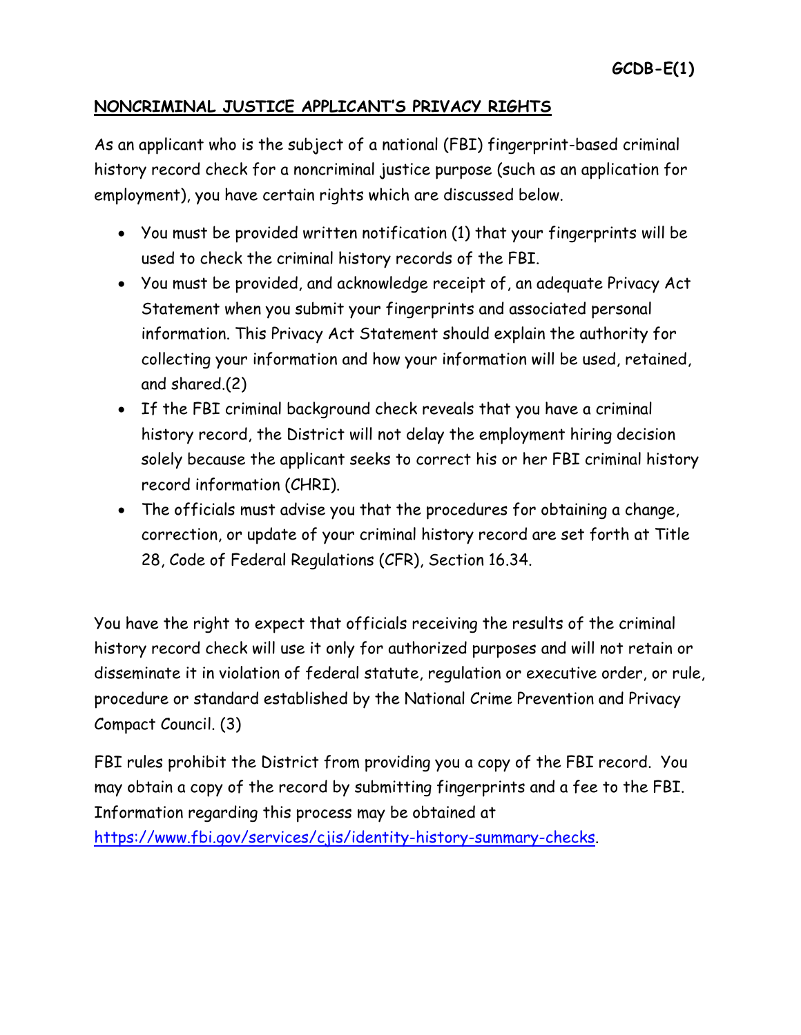GCDB-E(1)

## NONCRIMINAL JUSTICE APPLICANT'S PRIVACY RIGHTS

As an applicant who is the subject of a national (FBI) fingerprint-based criminal history record check for a noncriminal justice purpose (such as an application for employment), you have certain rights which are discussed below.

- You must be provided written notification (1) that your fingerprints will be used to check the criminal history records of the FBI.
- You must be provided, and acknowledge receipt of, an adequate Privacy Act Statement when you submit your fingerprints and associated personal information. This Privacy Act Statement should explain the authority for collecting your information and how your information will be used, retained, and shared.(2)
- If the FBI criminal background check reveals that you have a criminal history record, the District will not delay the employment hiring decision solely because the applicant seeks to correct his or her FBI criminal history record information (CHRI).
- The officials must advise you that the procedures for obtaining a change, correction, or update of your criminal history record are set forth at Title 28, Code of Federal Regulations (CFR), Section 16.34.

You have the right to expect that officials receiving the results of the criminal history record check will use it only for authorized purposes and will not retain or disseminate it in violation of federal statute, regulation or executive order, or rule, procedure or standard established by the National Crime Prevention and Privacy Compact Council. (3)

FBI rules prohibit the District from providing you a copy of the FBI record. You may obtain a copy of the record by submitting fingerprints and a fee to the FBI. Information regarding this process may be obtained at https://www.fbi.gov/services/cjis/identity-history-summary-checks.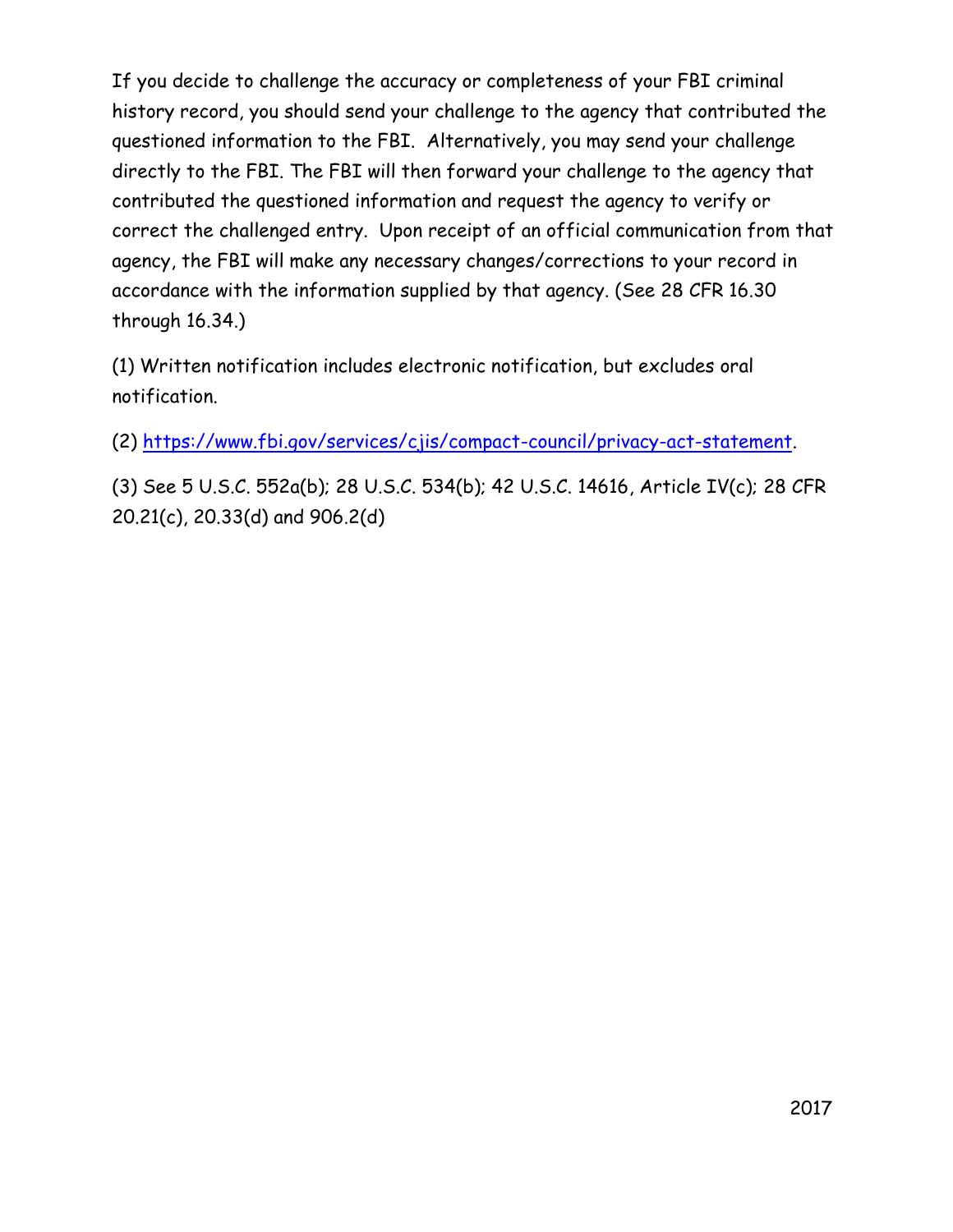If you decide to challenge the accuracy or completeness of your FBI criminal history record, you should send your challenge to the agency that contributed the questioned information to the FBI. Alternatively, you may send your challenge directly to the FBI. The FBI will then forward your challenge to the agency that contributed the questioned information and request the agency to verify or correct the challenged entry. Upon receipt of an official communication from that agency, the FBI will make any necessary changes/corrections to your record in accordance with the information supplied by that agency. (See 28 CFR 16.30 through 16.34.)

(1) Written notification includes electronic notification, but excludes oral notification.

(2) https://www.fbi.gov/services/cjis/compact-council/privacy-act-statement.

(3) See 5 U.S.C. 552a(b); 28 U.S.C. 534(b); 42 U.S.C. 14616, Article IV(c); 28 CFR 20.21(c), 20.33(d) and 906.2(d)

2017